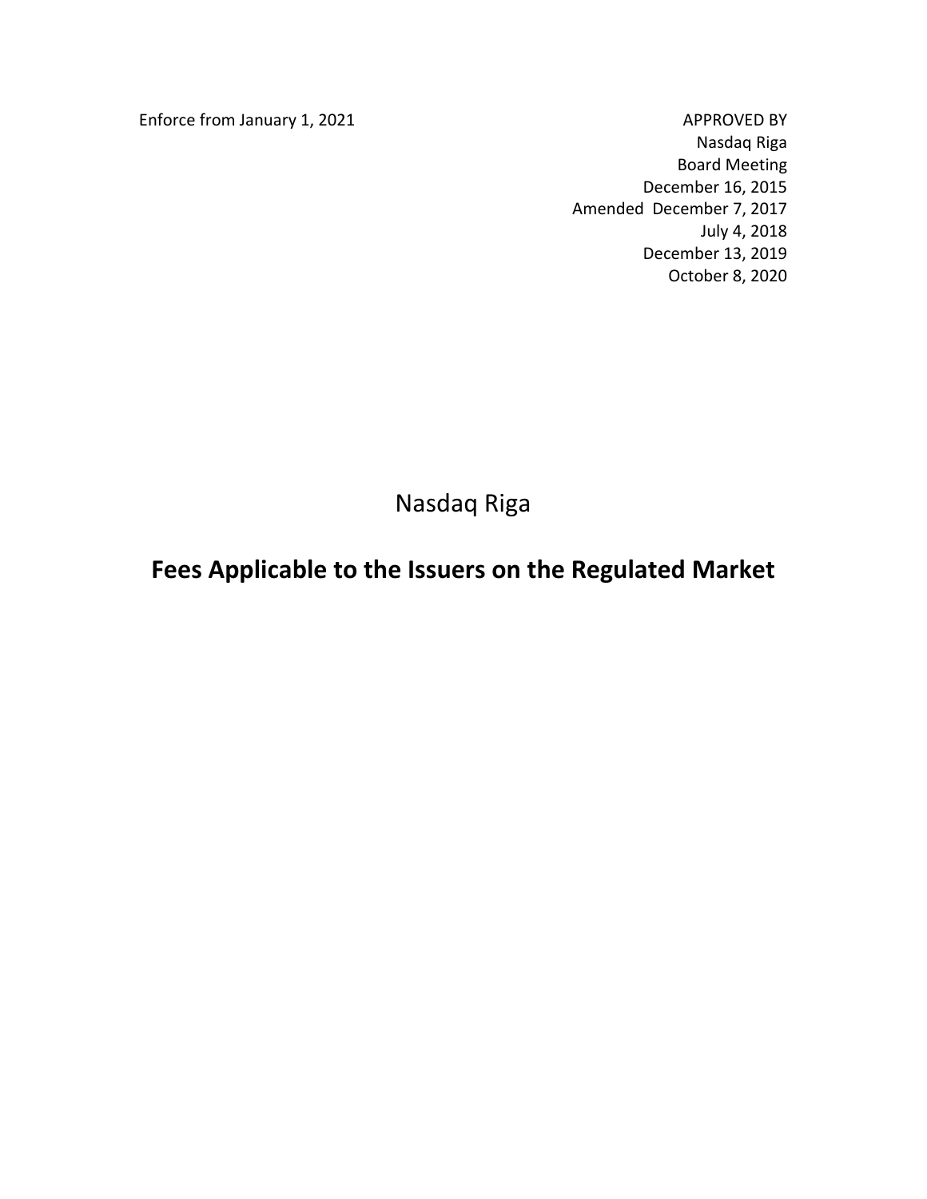Enforce from January 1, 2021

APPROVED BY
Nasdaq Riga
Board Meeting
December 16, 2015
Amended December 7, 2017
July 4, 2018
December 13, 2019
October 8, 2020

Nasdaq Riga

# Fees Applicable to the Issuers on the Regulated Market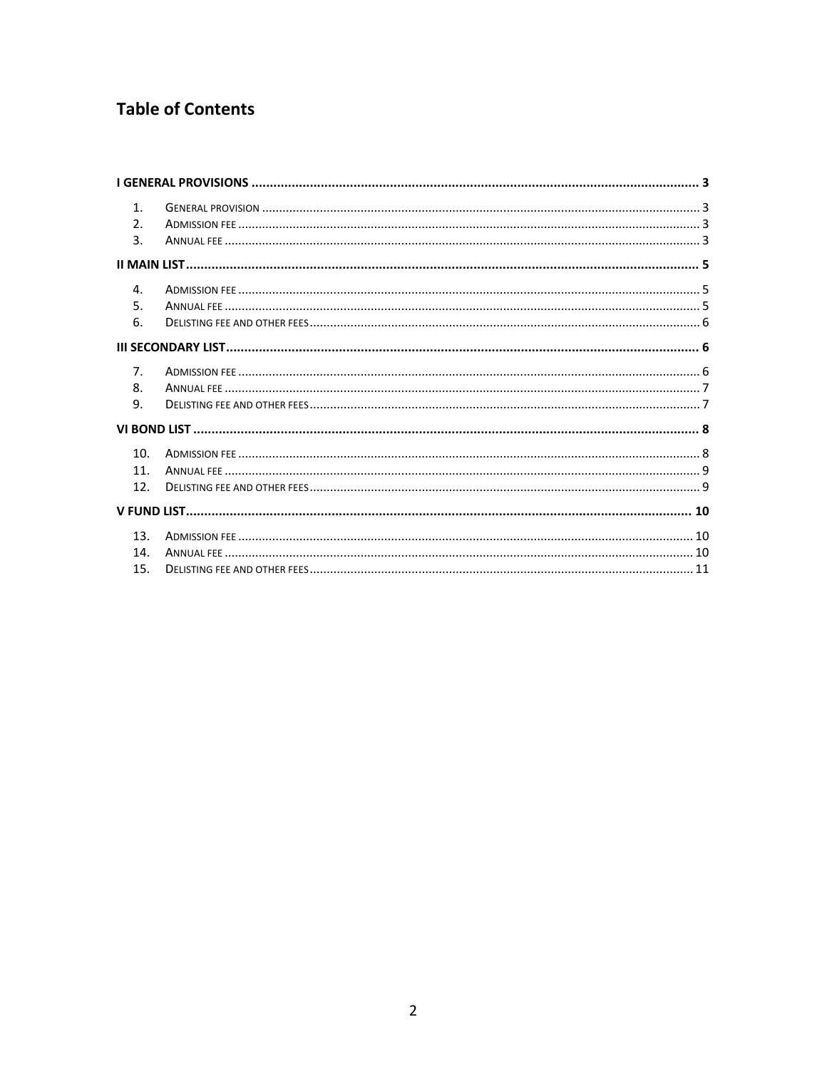## Table of Contents

I GENERAL PROVISIONS ........ 3

1. General provision ........ 3
2. Admission fee ........ 3
3. Annual fee ........ 3

II MAIN LIST ........ 5

4. Admission fee ........ 5
5. Annual fee ........ 5
6. Delisting fee and other fees ........ 6

III SECONDARY LIST ........ 6

7. Admission fee ........ 6
8. Annual fee ........ 7
9. Delisting fee and other fees ........ 7

VI BOND LIST ........ 8

10. Admission fee ........ 8
11. Annual fee ........ 9
12. Delisting fee and other fees ........ 9

V FUND LIST ........ 10

13. Admission fee ........ 10
14. Annual fee ........ 10
15. Delisting fee and other fees ........ 11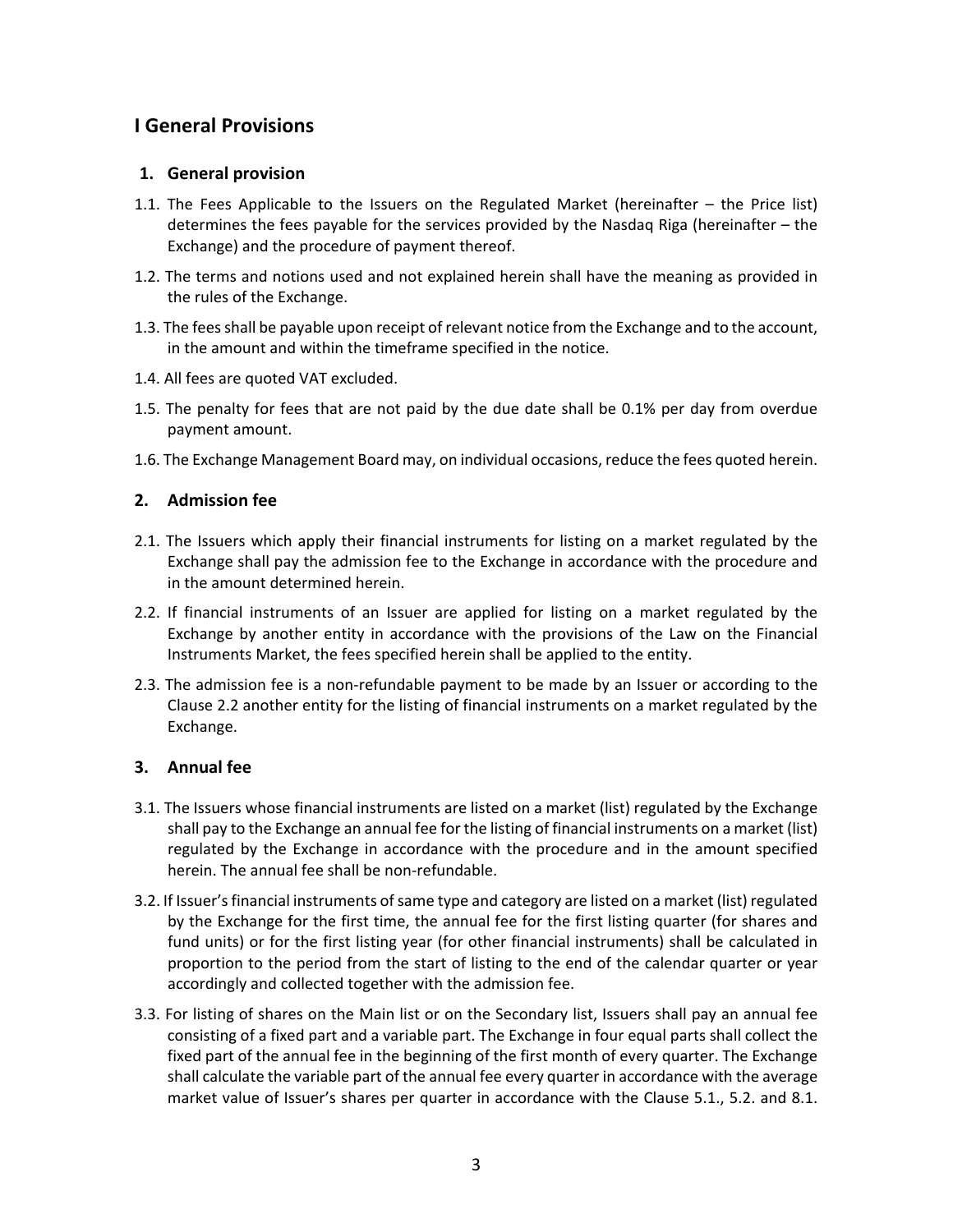# I General Provisions

## 1. General provision

1.1. The Fees Applicable to the Issuers on the Regulated Market (hereinafter – the Price list) determines the fees payable for the services provided by the Nasdaq Riga (hereinafter – the Exchange) and the procedure of payment thereof.

1.2. The terms and notions used and not explained herein shall have the meaning as provided in the rules of the Exchange.

1.3. The fees shall be payable upon receipt of relevant notice from the Exchange and to the account, in the amount and within the timeframe specified in the notice.

1.4. All fees are quoted VAT excluded.

1.5. The penalty for fees that are not paid by the due date shall be 0.1% per day from overdue payment amount.

1.6. The Exchange Management Board may, on individual occasions, reduce the fees quoted herein.

## 2. Admission fee

2.1. The Issuers which apply their financial instruments for listing on a market regulated by the Exchange shall pay the admission fee to the Exchange in accordance with the procedure and in the amount determined herein.

2.2. If financial instruments of an Issuer are applied for listing on a market regulated by the Exchange by another entity in accordance with the provisions of the Law on the Financial Instruments Market, the fees specified herein shall be applied to the entity.

2.3. The admission fee is a non-refundable payment to be made by an Issuer or according to the Clause 2.2 another entity for the listing of financial instruments on a market regulated by the Exchange.

## 3. Annual fee

3.1. The Issuers whose financial instruments are listed on a market (list) regulated by the Exchange shall pay to the Exchange an annual fee for the listing of financial instruments on a market (list) regulated by the Exchange in accordance with the procedure and in the amount specified herein. The annual fee shall be non-refundable.

3.2. If Issuer's financial instruments of same type and category are listed on a market (list) regulated by the Exchange for the first time, the annual fee for the first listing quarter (for shares and fund units) or for the first listing year (for other financial instruments) shall be calculated in proportion to the period from the start of listing to the end of the calendar quarter or year accordingly and collected together with the admission fee.

3.3. For listing of shares on the Main list or on the Secondary list, Issuers shall pay an annual fee consisting of a fixed part and a variable part. The Exchange in four equal parts shall collect the fixed part of the annual fee in the beginning of the first month of every quarter. The Exchange shall calculate the variable part of the annual fee every quarter in accordance with the average market value of Issuer's shares per quarter in accordance with the Clause 5.1., 5.2. and 8.1.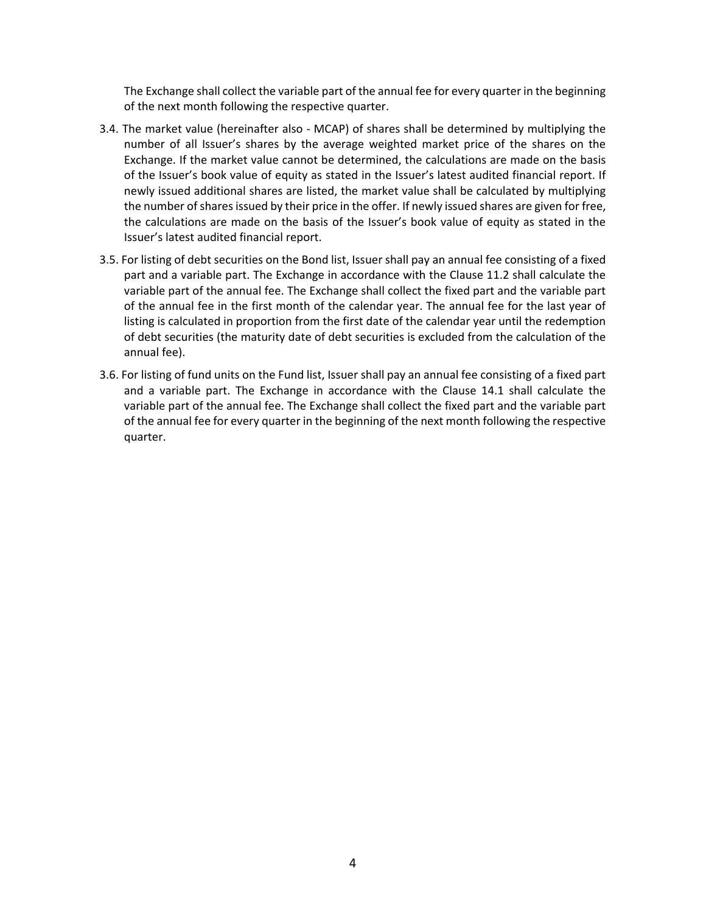The Exchange shall collect the variable part of the annual fee for every quarter in the beginning of the next month following the respective quarter.

3.4. The market value (hereinafter also - MCAP) of shares shall be determined by multiplying the number of all Issuer's shares by the average weighted market price of the shares on the Exchange. If the market value cannot be determined, the calculations are made on the basis of the Issuer's book value of equity as stated in the Issuer's latest audited financial report. If newly issued additional shares are listed, the market value shall be calculated by multiplying the number of shares issued by their price in the offer. If newly issued shares are given for free, the calculations are made on the basis of the Issuer's book value of equity as stated in the Issuer's latest audited financial report.

3.5. For listing of debt securities on the Bond list, Issuer shall pay an annual fee consisting of a fixed part and a variable part. The Exchange in accordance with the Clause 11.2 shall calculate the variable part of the annual fee. The Exchange shall collect the fixed part and the variable part of the annual fee in the first month of the calendar year. The annual fee for the last year of listing is calculated in proportion from the first date of the calendar year until the redemption of debt securities (the maturity date of debt securities is excluded from the calculation of the annual fee).

3.6. For listing of fund units on the Fund list, Issuer shall pay an annual fee consisting of a fixed part and a variable part. The Exchange in accordance with the Clause 14.1 shall calculate the variable part of the annual fee. The Exchange shall collect the fixed part and the variable part of the annual fee for every quarter in the beginning of the next month following the respective quarter.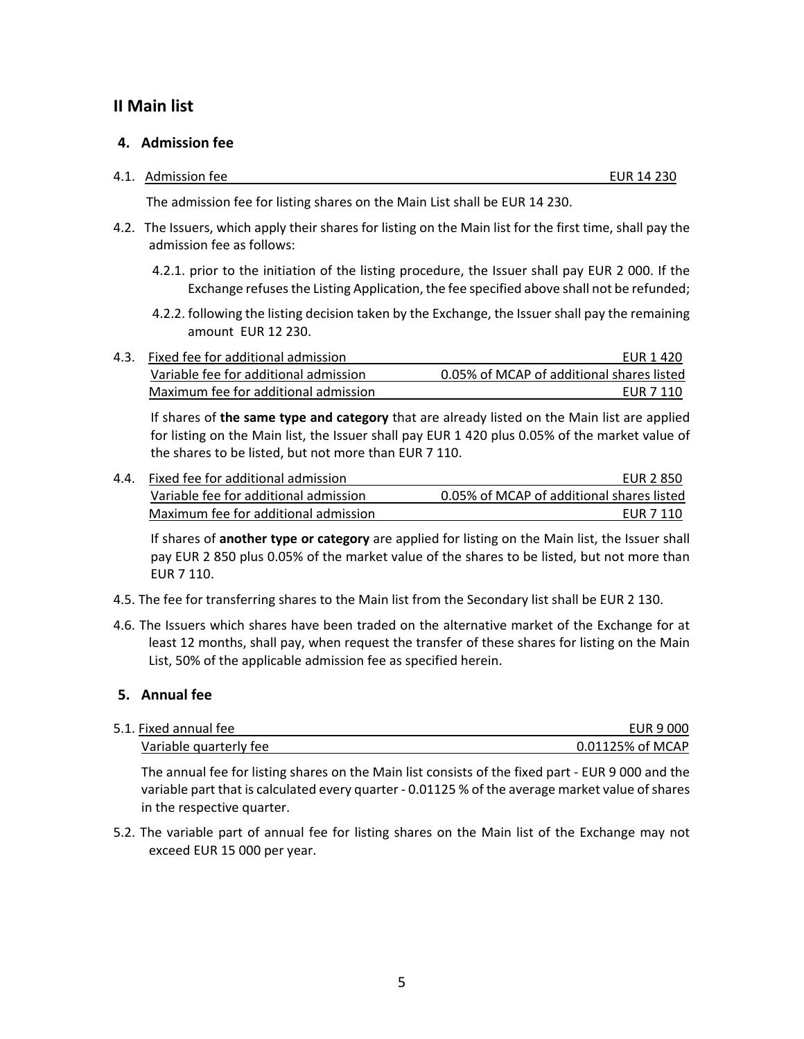## II Main list

### 4. Admission fee

4.1. Admission fee — EUR 14 230

The admission fee for listing shares on the Main List shall be EUR 14 230.

4.2. The Issuers, which apply their shares for listing on the Main list for the first time, shall pay the admission fee as follows:

4.2.1. prior to the initiation of the listing procedure, the Issuer shall pay EUR 2 000. If the Exchange refuses the Listing Application, the fee specified above shall not be refunded;

4.2.2. following the listing decision taken by the Exchange, the Issuer shall pay the remaining amount EUR 12 230.

4.3.

| | |
|---|---|
| Fixed fee for additional admission | EUR 1 420 |
| Variable fee for additional admission | 0.05% of MCAP of additional shares listed |
| Maximum fee for additional admission | EUR 7 110 |

If shares of **the same type and category** that are already listed on the Main list are applied for listing on the Main list, the Issuer shall pay EUR 1 420 plus 0.05% of the market value of the shares to be listed, but not more than EUR 7 110.

4.4.

| | |
|---|---|
| Fixed fee for additional admission | EUR 2 850 |
| Variable fee for additional admission | 0.05% of MCAP of additional shares listed |
| Maximum fee for additional admission | EUR 7 110 |

If shares of **another type or category** are applied for listing on the Main list, the Issuer shall pay EUR 2 850 plus 0.05% of the market value of the shares to be listed, but not more than EUR 7 110.

4.5. The fee for transferring shares to the Main list from the Secondary list shall be EUR 2 130.

4.6. The Issuers which shares have been traded on the alternative market of the Exchange for at least 12 months, shall pay, when request the transfer of these shares for listing on the Main List, 50% of the applicable admission fee as specified herein.

### 5. Annual fee

5.1.

| | |
|---|---|
| Fixed annual fee | EUR 9 000 |
| Variable quarterly fee | 0.01125% of MCAP |

The annual fee for listing shares on the Main list consists of the fixed part - EUR 9 000 and the variable part that is calculated every quarter - 0.01125 % of the average market value of shares in the respective quarter.

5.2. The variable part of annual fee for listing shares on the Main list of the Exchange may not exceed EUR 15 000 per year.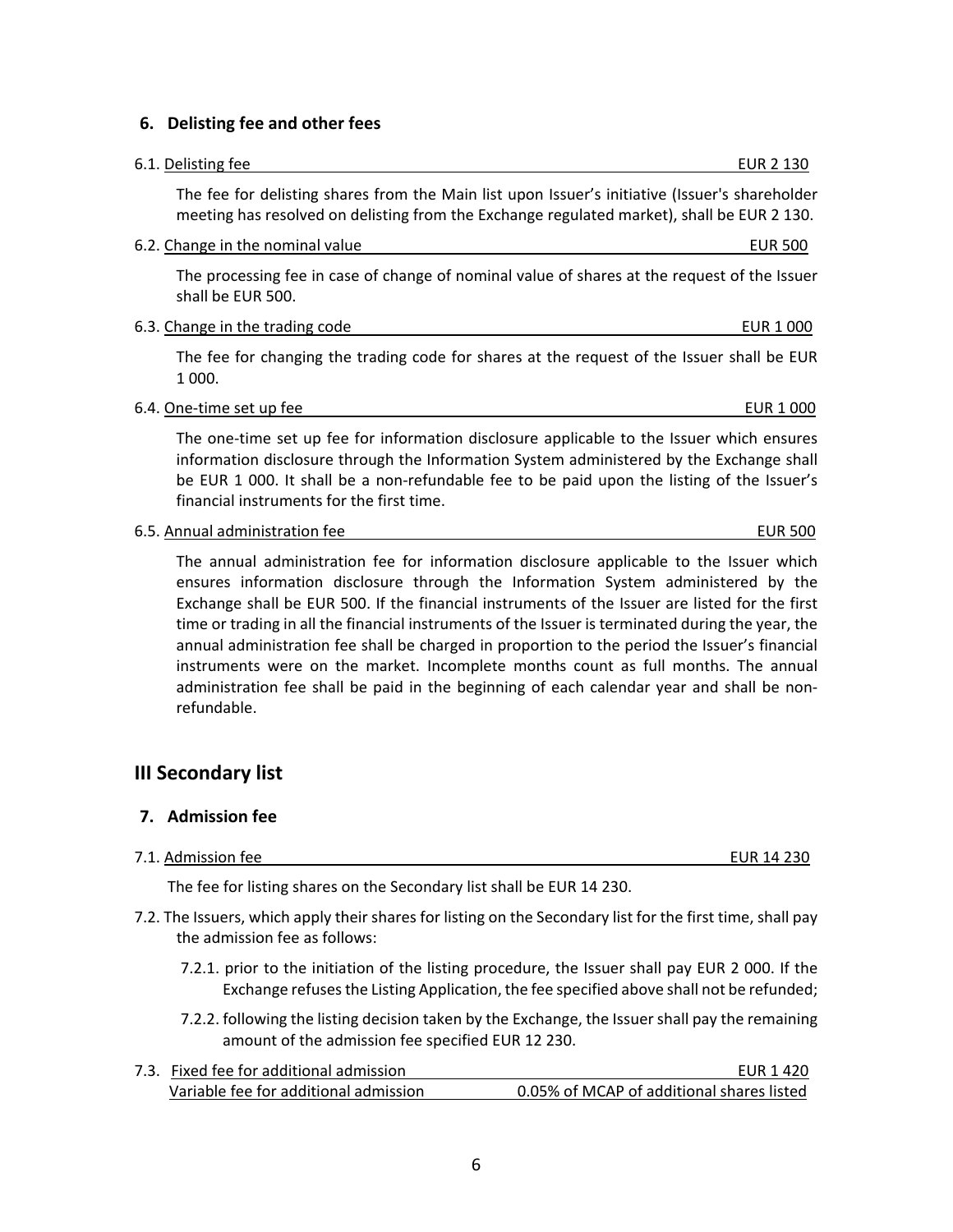## 6. Delisting fee and other fees

6.1. Delisting fee EUR 2 130

The fee for delisting shares from the Main list upon Issuer's initiative (Issuer's shareholder meeting has resolved on delisting from the Exchange regulated market), shall be EUR 2 130.

6.2. Change in the nominal value EUR 500

The processing fee in case of change of nominal value of shares at the request of the Issuer shall be EUR 500.

6.3. Change in the trading code EUR 1 000

The fee for changing the trading code for shares at the request of the Issuer shall be EUR 1 000.

6.4. One-time set up fee EUR 1 000

The one-time set up fee for information disclosure applicable to the Issuer which ensures information disclosure through the Information System administered by the Exchange shall be EUR 1 000. It shall be a non-refundable fee to be paid upon the listing of the Issuer's financial instruments for the first time.

6.5. Annual administration fee EUR 500

The annual administration fee for information disclosure applicable to the Issuer which ensures information disclosure through the Information System administered by the Exchange shall be EUR 500. If the financial instruments of the Issuer are listed for the first time or trading in all the financial instruments of the Issuer is terminated during the year, the annual administration fee shall be charged in proportion to the period the Issuer's financial instruments were on the market. Incomplete months count as full months. The annual administration fee shall be paid in the beginning of each calendar year and shall be non-refundable.

# III Secondary list

## 7. Admission fee

7.1. Admission fee EUR 14 230

The fee for listing shares on the Secondary list shall be EUR 14 230.

7.2. The Issuers, which apply their shares for listing on the Secondary list for the first time, shall pay the admission fee as follows:

7.2.1. prior to the initiation of the listing procedure, the Issuer shall pay EUR 2 000. If the Exchange refuses the Listing Application, the fee specified above shall not be refunded;

7.2.2. following the listing decision taken by the Exchange, the Issuer shall pay the remaining amount of the admission fee specified EUR 12 230.

7.3. Fixed fee for additional admission EUR 1 420
Variable fee for additional admission 0.05% of MCAP of additional shares listed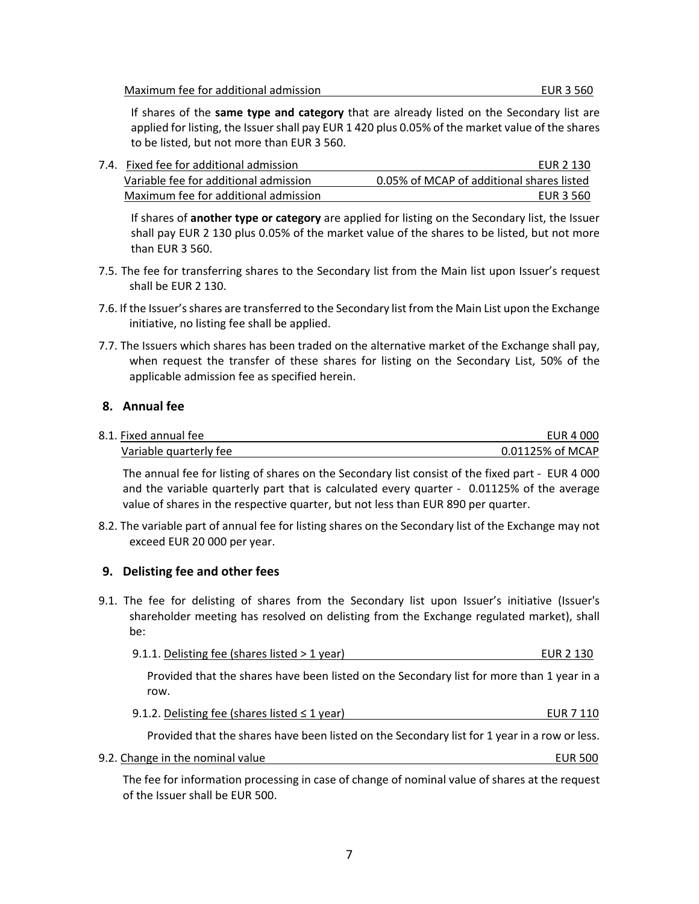Maximum fee for additional admission EUR 3 560

If shares of the **same type and category** that are already listed on the Secondary list are applied for listing, the Issuer shall pay EUR 1 420 plus 0.05% of the market value of the shares to be listed, but not more than EUR 3 560.

7.4. Fixed fee for additional admission EUR 2 130
Variable fee for additional admission 0.05% of MCAP of additional shares listed
Maximum fee for additional admission EUR 3 560

If shares of **another type or category** are applied for listing on the Secondary list, the Issuer shall pay EUR 2 130 plus 0.05% of the market value of the shares to be listed, but not more than EUR 3 560.

7.5. The fee for transferring shares to the Secondary list from the Main list upon Issuer's request shall be EUR 2 130.

7.6. If the Issuer's shares are transferred to the Secondary list from the Main List upon the Exchange initiative, no listing fee shall be applied.

7.7. The Issuers which shares has been traded on the alternative market of the Exchange shall pay, when request the transfer of these shares for listing on the Secondary List, 50% of the applicable admission fee as specified herein.

## 8. Annual fee

8.1. Fixed annual fee EUR 4 000
Variable quarterly fee 0.01125% of MCAP

The annual fee for listing of shares on the Secondary list consist of the fixed part - EUR 4 000 and the variable quarterly part that is calculated every quarter - 0.01125% of the average value of shares in the respective quarter, but not less than EUR 890 per quarter.

8.2. The variable part of annual fee for listing shares on the Secondary list of the Exchange may not exceed EUR 20 000 per year.

## 9. Delisting fee and other fees

9.1. The fee for delisting of shares from the Secondary list upon Issuer's initiative (Issuer's shareholder meeting has resolved on delisting from the Exchange regulated market), shall be:

9.1.1. Delisting fee (shares listed > 1 year) EUR 2 130

Provided that the shares have been listed on the Secondary list for more than 1 year in a row.

9.1.2. Delisting fee (shares listed ≤ 1 year) EUR 7 110

Provided that the shares have been listed on the Secondary list for 1 year in a row or less.

9.2. Change in the nominal value EUR 500

The fee for information processing in case of change of nominal value of shares at the request of the Issuer shall be EUR 500.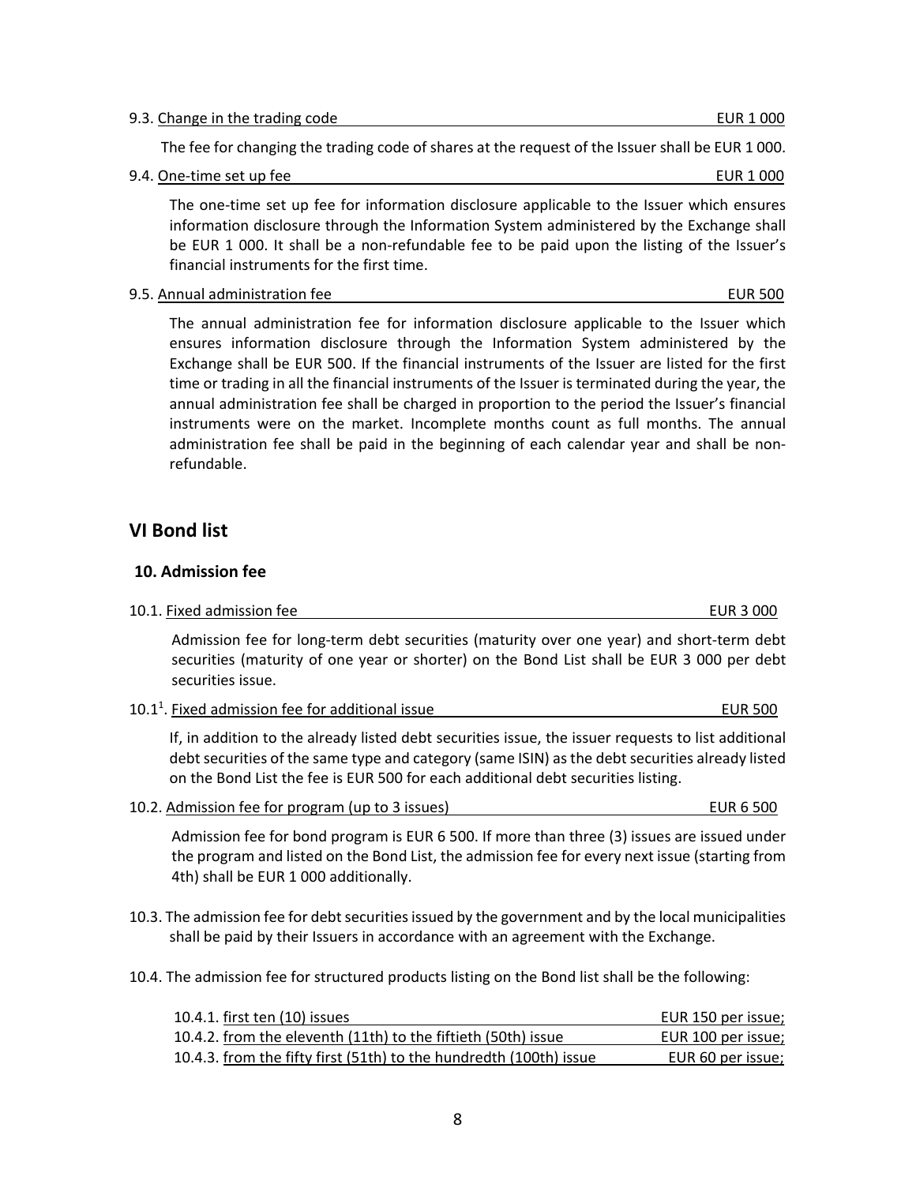9.3. Change in the trading code EUR 1 000

The fee for changing the trading code of shares at the request of the Issuer shall be EUR 1 000.

9.4. One-time set up fee EUR 1 000

The one-time set up fee for information disclosure applicable to the Issuer which ensures information disclosure through the Information System administered by the Exchange shall be EUR 1 000. It shall be a non-refundable fee to be paid upon the listing of the Issuer's financial instruments for the first time.

9.5. Annual administration fee EUR 500

The annual administration fee for information disclosure applicable to the Issuer which ensures information disclosure through the Information System administered by the Exchange shall be EUR 500. If the financial instruments of the Issuer are listed for the first time or trading in all the financial instruments of the Issuer is terminated during the year, the annual administration fee shall be charged in proportion to the period the Issuer's financial instruments were on the market. Incomplete months count as full months. The annual administration fee shall be paid in the beginning of each calendar year and shall be non-refundable.

## VI Bond list

### 10. Admission fee

10.1. Fixed admission fee EUR 3 000

Admission fee for long-term debt securities (maturity over one year) and short-term debt securities (maturity of one year or shorter) on the Bond List shall be EUR 3 000 per debt securities issue.

10.1[1]. Fixed admission fee for additional issue EUR 500

If, in addition to the already listed debt securities issue, the issuer requests to list additional debt securities of the same type and category (same ISIN) as the debt securities already listed on the Bond List the fee is EUR 500 for each additional debt securities listing.

10.2. Admission fee for program (up to 3 issues) EUR 6 500

Admission fee for bond program is EUR 6 500. If more than three (3) issues are issued under the program and listed on the Bond List, the admission fee for every next issue (starting from 4th) shall be EUR 1 000 additionally.

10.3. The admission fee for debt securities issued by the government and by the local municipalities shall be paid by their Issuers in accordance with an agreement with the Exchange.

10.4. The admission fee for structured products listing on the Bond list shall be the following:

10.4.1. first ten (10) issues EUR 150 per issue;
10.4.2. from the eleventh (11th) to the fiftieth (50th) issue EUR 100 per issue;
10.4.3. from the fifty first (51th) to the hundredth (100th) issue EUR 60 per issue;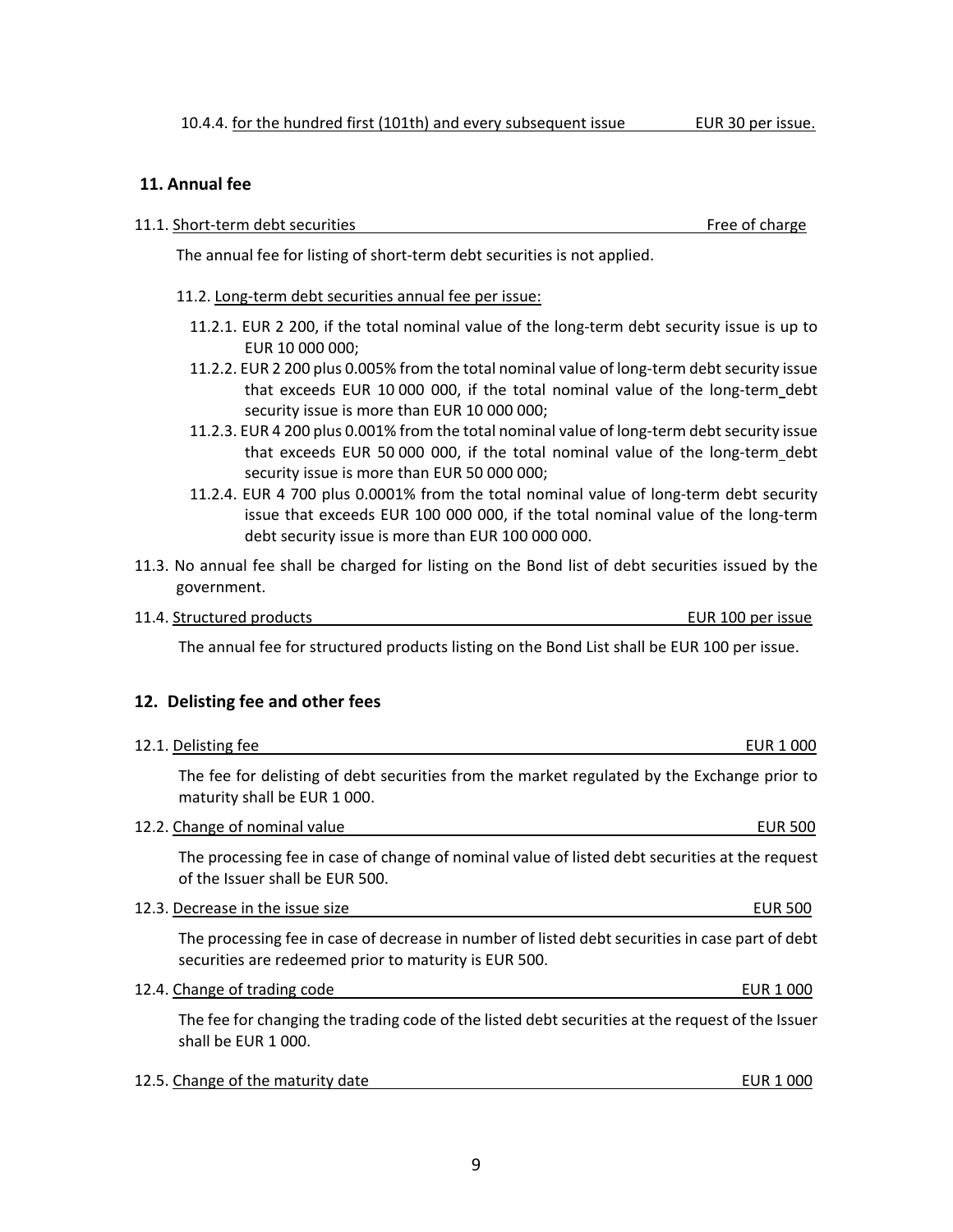10.4.4. for the hundred first (101th) and every subsequent issue EUR 30 per issue.

## 11. Annual fee

11.1. Short-term debt securities Free of charge

The annual fee for listing of short-term debt securities is not applied.

11.2. Long-term debt securities annual fee per issue:

11.2.1. EUR 2 200, if the total nominal value of the long-term debt security issue is up to EUR 10 000 000;

11.2.2. EUR 2 200 plus 0.005% from the total nominal value of long-term debt security issue that exceeds EUR 10 000 000, if the total nominal value of the long-term debt security issue is more than EUR 10 000 000;

11.2.3. EUR 4 200 plus 0.001% from the total nominal value of long-term debt security issue that exceeds EUR 50 000 000, if the total nominal value of the long-term debt security issue is more than EUR 50 000 000;

11.2.4. EUR 4 700 plus 0.0001% from the total nominal value of long-term debt security issue that exceeds EUR 100 000 000, if the total nominal value of the long-term debt security issue is more than EUR 100 000 000.

11.3. No annual fee shall be charged for listing on the Bond list of debt securities issued by the government.

11.4. Structured products EUR 100 per issue

The annual fee for structured products listing on the Bond List shall be EUR 100 per issue.

## 12. Delisting fee and other fees

12.1. Delisting fee EUR 1 000

The fee for delisting of debt securities from the market regulated by the Exchange prior to maturity shall be EUR 1 000.

12.2. Change of nominal value EUR 500

The processing fee in case of change of nominal value of listed debt securities at the request of the Issuer shall be EUR 500.

12.3. Decrease in the issue size EUR 500

The processing fee in case of decrease in number of listed debt securities in case part of debt securities are redeemed prior to maturity is EUR 500.

12.4. Change of trading code EUR 1 000

The fee for changing the trading code of the listed debt securities at the request of the Issuer shall be EUR 1 000.

12.5. Change of the maturity date EUR 1 000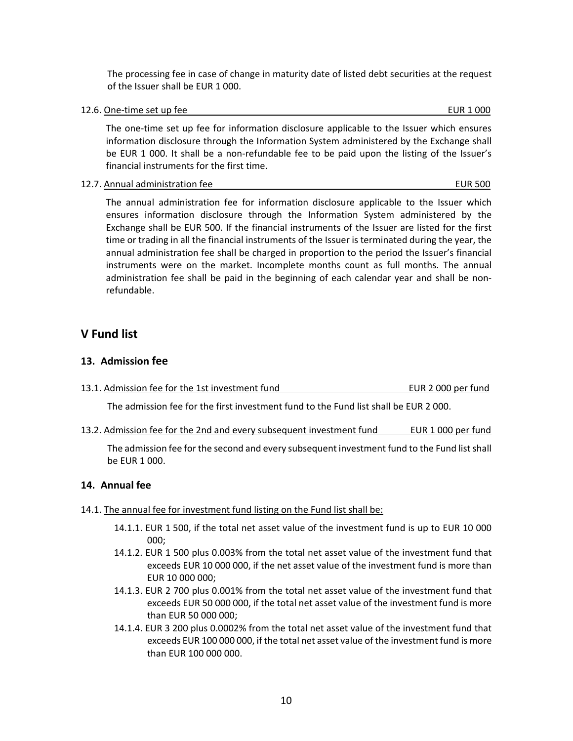The processing fee in case of change in maturity date of listed debt securities at the request of the Issuer shall be EUR 1 000.

12.6. One-time set up fee EUR 1 000

The one-time set up fee for information disclosure applicable to the Issuer which ensures information disclosure through the Information System administered by the Exchange shall be EUR 1 000. It shall be a non-refundable fee to be paid upon the listing of the Issuer's financial instruments for the first time.

12.7. Annual administration fee EUR 500

The annual administration fee for information disclosure applicable to the Issuer which ensures information disclosure through the Information System administered by the Exchange shall be EUR 500. If the financial instruments of the Issuer are listed for the first time or trading in all the financial instruments of the Issuer is terminated during the year, the annual administration fee shall be charged in proportion to the period the Issuer's financial instruments were on the market. Incomplete months count as full months. The annual administration fee shall be paid in the beginning of each calendar year and shall be non-refundable.

## V Fund list

### 13. Admission fee

13.1. Admission fee for the 1st investment fund EUR 2 000 per fund

The admission fee for the first investment fund to the Fund list shall be EUR 2 000.

13.2. Admission fee for the 2nd and every subsequent investment fund EUR 1 000 per fund

The admission fee for the second and every subsequent investment fund to the Fund list shall be EUR 1 000.

### 14. Annual fee

14.1. The annual fee for investment fund listing on the Fund list shall be:

- 14.1.1. EUR 1 500, if the total net asset value of the investment fund is up to EUR 10 000 000;
- 14.1.2. EUR 1 500 plus 0.003% from the total net asset value of the investment fund that exceeds EUR 10 000 000, if the net asset value of the investment fund is more than EUR 10 000 000;
- 14.1.3. EUR 2 700 plus 0.001% from the total net asset value of the investment fund that exceeds EUR 50 000 000, if the total net asset value of the investment fund is more than EUR 50 000 000;
- 14.1.4. EUR 3 200 plus 0.0002% from the total net asset value of the investment fund that exceeds EUR 100 000 000, if the total net asset value of the investment fund is more than EUR 100 000 000.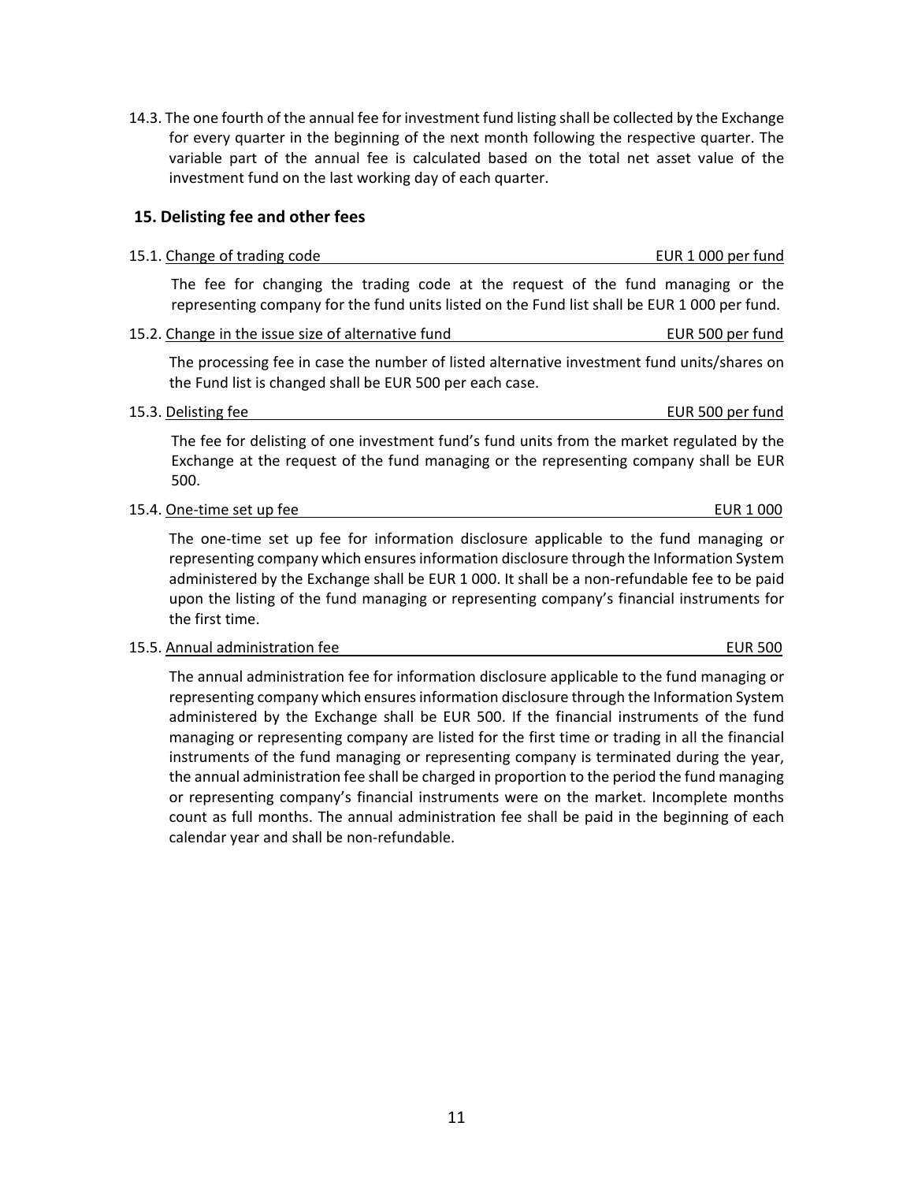14.3. The one fourth of the annual fee for investment fund listing shall be collected by the Exchange for every quarter in the beginning of the next month following the respective quarter. The variable part of the annual fee is calculated based on the total net asset value of the investment fund on the last working day of each quarter.

## 15. Delisting fee and other fees

15.1. Change of trading code — EUR 1 000 per fund

The fee for changing the trading code at the request of the fund managing or the representing company for the fund units listed on the Fund list shall be EUR 1 000 per fund.

15.2. Change in the issue size of alternative fund — EUR 500 per fund

The processing fee in case the number of listed alternative investment fund units/shares on the Fund list is changed shall be EUR 500 per each case.

15.3. Delisting fee — EUR 500 per fund

The fee for delisting of one investment fund's fund units from the market regulated by the Exchange at the request of the fund managing or the representing company shall be EUR 500.

15.4. One-time set up fee — EUR 1 000

The one-time set up fee for information disclosure applicable to the fund managing or representing company which ensures information disclosure through the Information System administered by the Exchange shall be EUR 1 000. It shall be a non-refundable fee to be paid upon the listing of the fund managing or representing company's financial instruments for the first time.

15.5. Annual administration fee — EUR 500

The annual administration fee for information disclosure applicable to the fund managing or representing company which ensures information disclosure through the Information System administered by the Exchange shall be EUR 500. If the financial instruments of the fund managing or representing company are listed for the first time or trading in all the financial instruments of the fund managing or representing company is terminated during the year, the annual administration fee shall be charged in proportion to the period the fund managing or representing company's financial instruments were on the market. Incomplete months count as full months. The annual administration fee shall be paid in the beginning of each calendar year and shall be non-refundable.